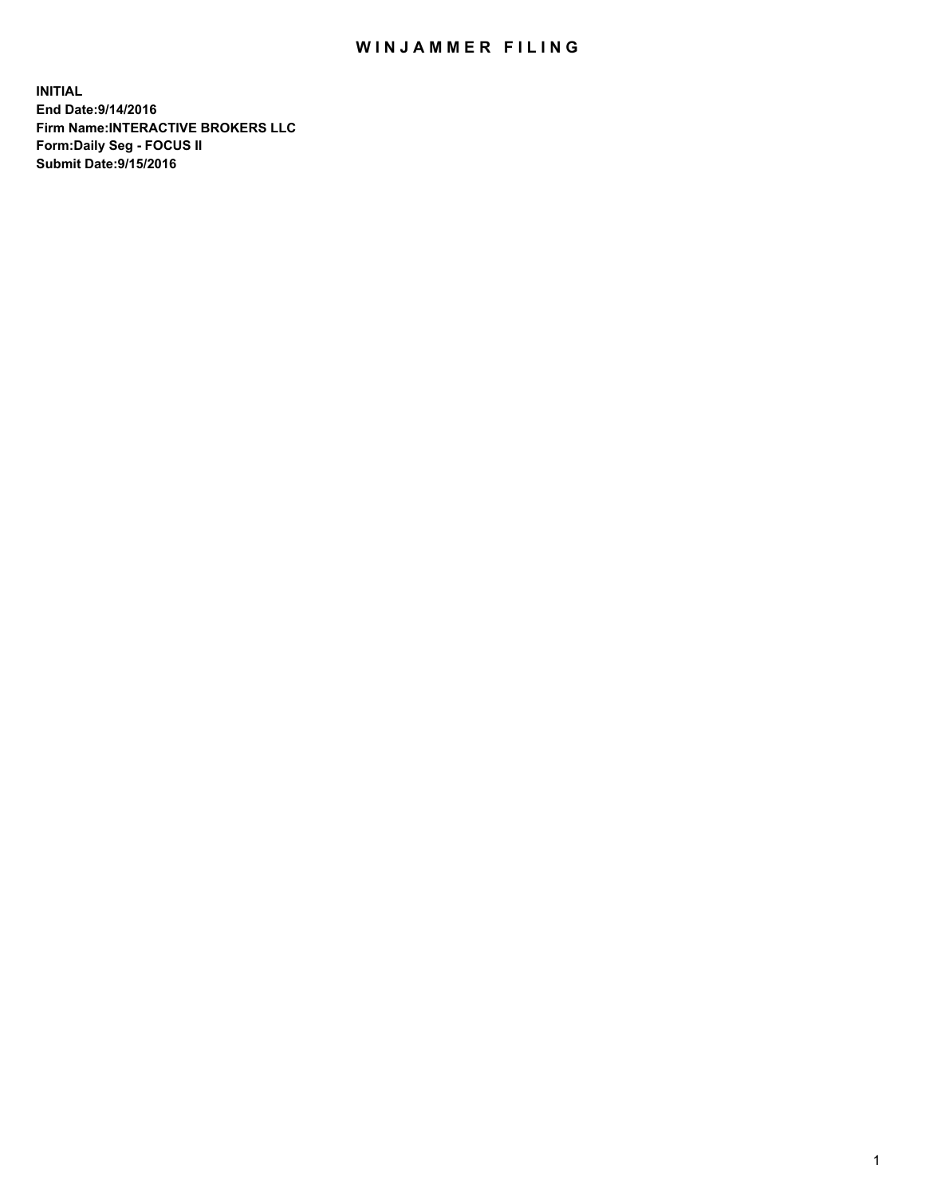# WINJAMMER FILING

**INITIAL**
**End Date:9/14/2016**
**Firm Name:INTERACTIVE BROKERS LLC**
**Form:Daily Seg - FOCUS II**
**Submit Date:9/15/2016**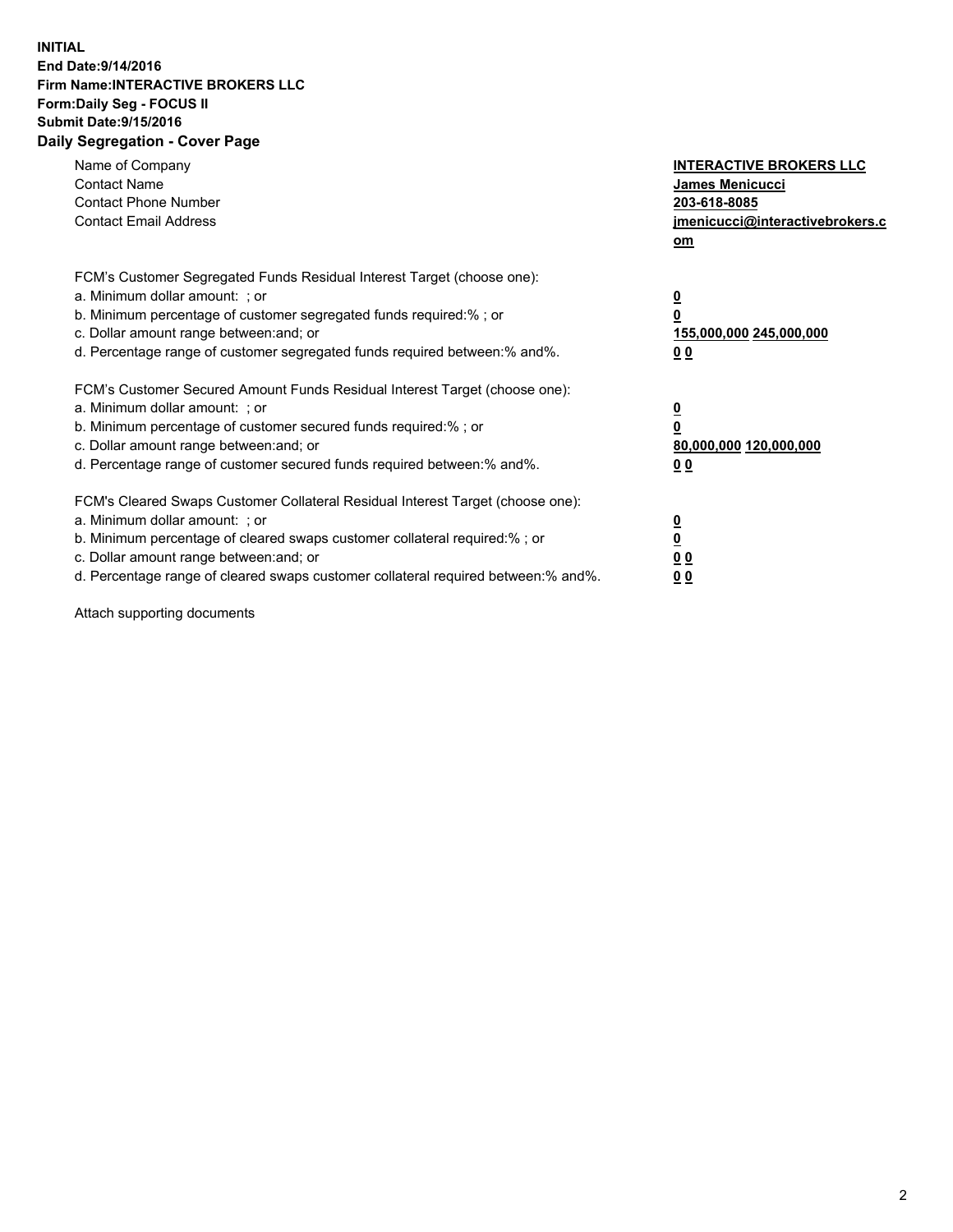**INITIAL**
**End Date:9/14/2016**
**Firm Name:INTERACTIVE BROKERS LLC**
**Form:Daily Seg - FOCUS II**
**Submit Date:9/15/2016**
**Daily Segregation - Cover Page**

| | |
|---|---|
| Name of Company | **INTERACTIVE BROKERS LLC** |
| Contact Name | **James Menicucci** |
| Contact Phone Number | **203-618-8085** |
| Contact Email Address | **jmenicucci@interactivebrokers.com** |

FCM's Customer Segregated Funds Residual Interest Target (choose one):

| | |
|---|---|
| a. Minimum dollar amount: ; or | **0** |
| b. Minimum percentage of customer segregated funds required:% ; or | **0** |
| c. Dollar amount range between:and; or | **155,000,000 245,000,000** |
| d. Percentage range of customer segregated funds required between:% and%. | **0 0** |

FCM's Customer Secured Amount Funds Residual Interest Target (choose one):

| | |
|---|---|
| a. Minimum dollar amount: ; or | **0** |
| b. Minimum percentage of customer secured funds required:% ; or | **0** |
| c. Dollar amount range between:and; or | **80,000,000 120,000,000** |
| d. Percentage range of customer secured funds required between:% and%. | **0 0** |

FCM's Cleared Swaps Customer Collateral Residual Interest Target (choose one):

| | |
|---|---|
| a. Minimum dollar amount: ; or | **0** |
| b. Minimum percentage of cleared swaps customer collateral required:% ; or | **0** |
| c. Dollar amount range between:and; or | **0 0** |
| d. Percentage range of cleared swaps customer collateral required between:% and%. | **0 0** |

Attach supporting documents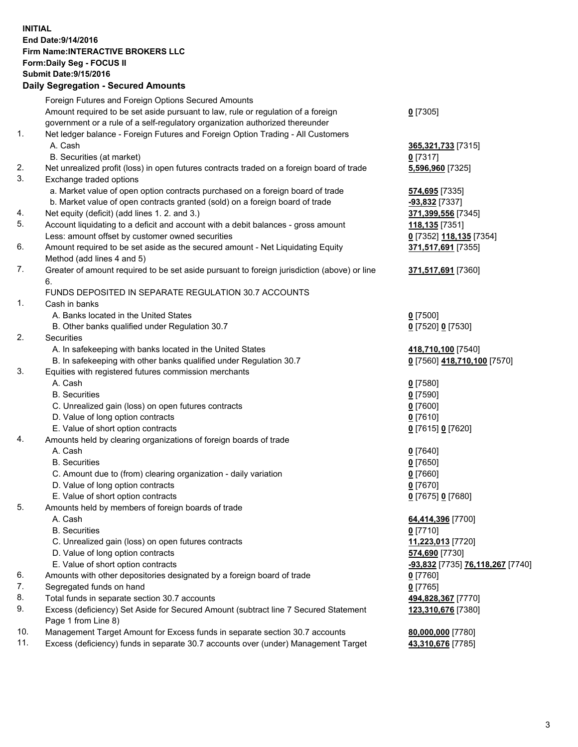**INITIAL**
**End Date:9/14/2016**
**Firm Name:INTERACTIVE BROKERS LLC**
**Form:Daily Seg - FOCUS II**
**Submit Date:9/15/2016**
**Daily Segregation - Secured Amounts**

| | | |
|---|---|---|
| | Foreign Futures and Foreign Options Secured Amounts | |
| | Amount required to be set aside pursuant to law, rule or regulation of a foreign government or a rule of a self-regulatory organization authorized thereunder | **0** [7305] |
| 1. | Net ledger balance - Foreign Futures and Foreign Option Trading - All Customers | |
| | A. Cash | **365,321,733** [7315] |
| | B. Securities (at market) | **0** [7317] |
| 2. | Net unrealized profit (loss) in open futures contracts traded on a foreign board of trade | **5,596,960** [7325] |
| 3. | Exchange traded options | |
| | a. Market value of open option contracts purchased on a foreign board of trade | **574,695** [7335] |
| | b. Market value of open contracts granted (sold) on a foreign board of trade | **-93,832** [7337] |
| 4. | Net equity (deficit) (add lines 1. 2. and 3.) | **371,399,556** [7345] |
| 5. | Account liquidating to a deficit and account with a debit balances - gross amount | **118,135** [7351] |
| | Less: amount offset by customer owned securities | **0** [7352] **118,135** [7354] |
| 6. | Amount required to be set aside as the secured amount - Net Liquidating Equity Method (add lines 4 and 5) | **371,517,691** [7355] |
| 7. | Greater of amount required to be set aside pursuant to foreign jurisdiction (above) or line 6. | **371,517,691** [7360] |
| | FUNDS DEPOSITED IN SEPARATE REGULATION 30.7 ACCOUNTS | |
| 1. | Cash in banks | |
| | A. Banks located in the United States | **0** [7500] |
| | B. Other banks qualified under Regulation 30.7 | **0** [7520] **0** [7530] |
| 2. | Securities | |
| | A. In safekeeping with banks located in the United States | **418,710,100** [7540] |
| | B. In safekeeping with other banks qualified under Regulation 30.7 | **0** [7560] **418,710,100** [7570] |
| 3. | Equities with registered futures commission merchants | |
| | A. Cash | **0** [7580] |
| | B. Securities | **0** [7590] |
| | C. Unrealized gain (loss) on open futures contracts | **0** [7600] |
| | D. Value of long option contracts | **0** [7610] |
| | E. Value of short option contracts | **0** [7615] **0** [7620] |
| 4. | Amounts held by clearing organizations of foreign boards of trade | |
| | A. Cash | **0** [7640] |
| | B. Securities | **0** [7650] |
| | C. Amount due to (from) clearing organization - daily variation | **0** [7660] |
| | D. Value of long option contracts | **0** [7670] |
| | E. Value of short option contracts | **0** [7675] **0** [7680] |
| 5. | Amounts held by members of foreign boards of trade | |
| | A. Cash | **64,414,396** [7700] |
| | B. Securities | **0** [7710] |
| | C. Unrealized gain (loss) on open futures contracts | **11,223,013** [7720] |
| | D. Value of long option contracts | **574,690** [7730] |
| | E. Value of short option contracts | **-93,832** [7735] **76,118,267** [7740] |
| 6. | Amounts with other depositories designated by a foreign board of trade | **0** [7760] |
| 7. | Segregated funds on hand | **0** [7765] |
| 8. | Total funds in separate section 30.7 accounts | **494,828,367** [7770] |
| 9. | Excess (deficiency) Set Aside for Secured Amount (subtract line 7 Secured Statement Page 1 from Line 8) | **123,310,676** [7380] |
| 10. | Management Target Amount for Excess funds in separate section 30.7 accounts | **80,000,000** [7780] |
| 11. | Excess (deficiency) funds in separate 30.7 accounts over (under) Management Target | **43,310,676** [7785] |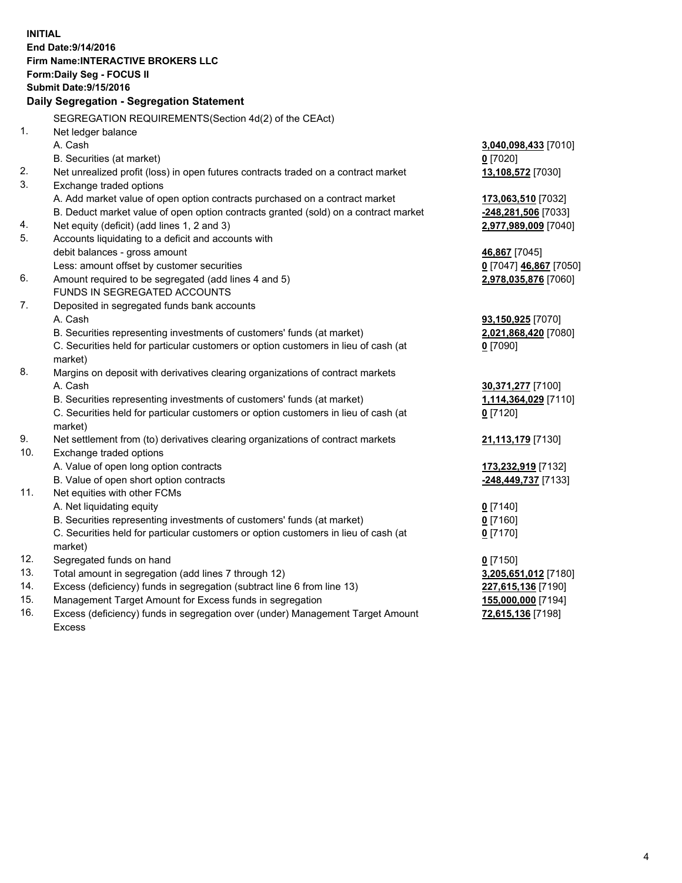**INITIAL**
**End Date:9/14/2016**
**Firm Name:INTERACTIVE BROKERS LLC**
**Form:Daily Seg - FOCUS II**
**Submit Date:9/15/2016**

**Daily Segregation - Segregation Statement**

SEGREGATION REQUIREMENTS(Section 4d(2) of the CEAct)

| | | |
|---|---|---|
| 1. | Net ledger balance | |
| | A. Cash | **3,040,098,433** [7010] |
| | B. Securities (at market) | **0** [7020] |
| 2. | Net unrealized profit (loss) in open futures contracts traded on a contract market | **13,108,572** [7030] |
| 3. | Exchange traded options | |
| | A. Add market value of open option contracts purchased on a contract market | **173,063,510** [7032] |
| | B. Deduct market value of open option contracts granted (sold) on a contract market | **-248,281,506** [7033] |
| 4. | Net equity (deficit) (add lines 1, 2 and 3) | **2,977,989,009** [7040] |
| 5. | Accounts liquidating to a deficit and accounts with | |
| | debit balances - gross amount | **46,867** [7045] |
| | Less: amount offset by customer securities | **0** [7047] **46,867** [7050] |
| 6. | Amount required to be segregated (add lines 4 and 5) | **2,978,035,876** [7060] |
| | FUNDS IN SEGREGATED ACCOUNTS | |
| 7. | Deposited in segregated funds bank accounts | |
| | A. Cash | **93,150,925** [7070] |
| | B. Securities representing investments of customers' funds (at market) | **2,021,868,420** [7080] |
| | C. Securities held for particular customers or option customers in lieu of cash (at market) | **0** [7090] |
| 8. | Margins on deposit with derivatives clearing organizations of contract markets | |
| | A. Cash | **30,371,277** [7100] |
| | B. Securities representing investments of customers' funds (at market) | **1,114,364,029** [7110] |
| | C. Securities held for particular customers or option customers in lieu of cash (at market) | **0** [7120] |
| 9. | Net settlement from (to) derivatives clearing organizations of contract markets | **21,113,179** [7130] |
| 10. | Exchange traded options | |
| | A. Value of open long option contracts | **173,232,919** [7132] |
| | B. Value of open short option contracts | **-248,449,737** [7133] |
| 11. | Net equities with other FCMs | |
| | A. Net liquidating equity | **0** [7140] |
| | B. Securities representing investments of customers' funds (at market) | **0** [7160] |
| | C. Securities held for particular customers or option customers in lieu of cash (at market) | **0** [7170] |
| 12. | Segregated funds on hand | **0** [7150] |
| 13. | Total amount in segregation (add lines 7 through 12) | **3,205,651,012** [7180] |
| 14. | Excess (deficiency) funds in segregation (subtract line 6 from line 13) | **227,615,136** [7190] |
| 15. | Management Target Amount for Excess funds in segregation | **155,000,000** [7194] |
| 16. | Excess (deficiency) funds in segregation over (under) Management Target Amount Excess | **72,615,136** [7198] |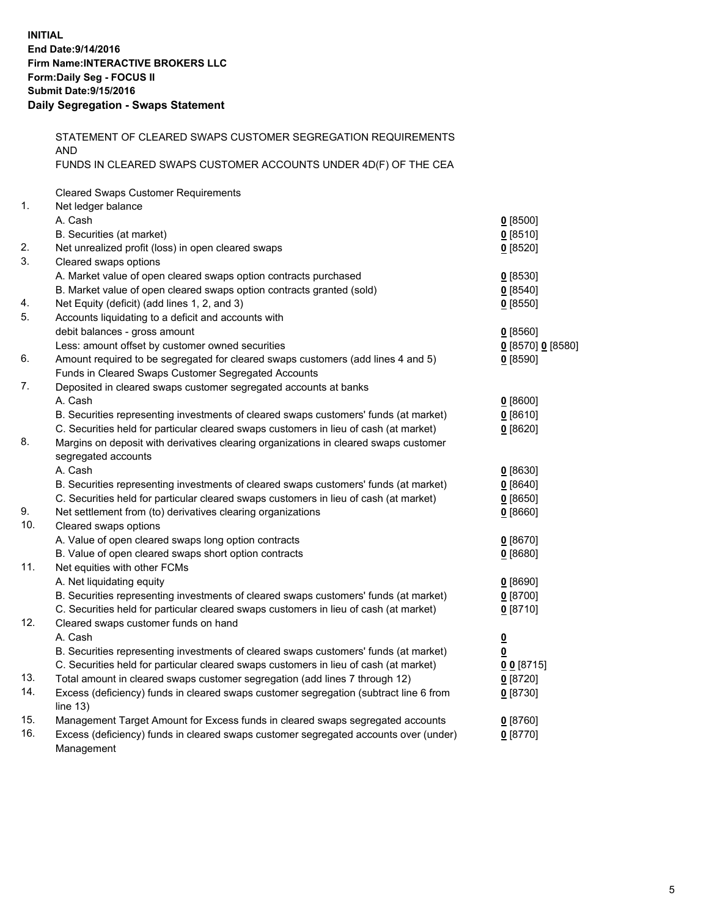**INITIAL**
**End Date:9/14/2016**
**Firm Name:INTERACTIVE BROKERS LLC**
**Form:Daily Seg - FOCUS II**
**Submit Date:9/15/2016**
**Daily Segregation - Swaps Statement**

STATEMENT OF CLEARED SWAPS CUSTOMER SEGREGATION REQUIREMENTS AND FUNDS IN CLEARED SWAPS CUSTOMER ACCOUNTS UNDER 4D(F) OF THE CEA

| | | |
|---|---|---|
| | Cleared Swaps Customer Requirements | |
| 1. | Net ledger balance | |
| | A. Cash | 0 [8500] |
| | B. Securities (at market) | 0 [8510] |
| 2. | Net unrealized profit (loss) in open cleared swaps | 0 [8520] |
| 3. | Cleared swaps options | |
| | A. Market value of open cleared swaps option contracts purchased | 0 [8530] |
| | B. Market value of open cleared swaps option contracts granted (sold) | 0 [8540] |
| 4. | Net Equity (deficit) (add lines 1, 2, and 3) | 0 [8550] |
| 5. | Accounts liquidating to a deficit and accounts with debit balances - gross amount | 0 [8560] |
| | Less: amount offset by customer owned securities | 0 [8570] 0 [8580] |
| 6. | Amount required to be segregated for cleared swaps customers (add lines 4 and 5) | 0 [8590] |
| | Funds in Cleared Swaps Customer Segregated Accounts | |
| 7. | Deposited in cleared swaps customer segregated accounts at banks | |
| | A. Cash | 0 [8600] |
| | B. Securities representing investments of cleared swaps customers' funds (at market) | 0 [8610] |
| | C. Securities held for particular cleared swaps customers in lieu of cash (at market) | 0 [8620] |
| 8. | Margins on deposit with derivatives clearing organizations in cleared swaps customer segregated accounts | |
| | A. Cash | 0 [8630] |
| | B. Securities representing investments of cleared swaps customers' funds (at market) | 0 [8640] |
| | C. Securities held for particular cleared swaps customers in lieu of cash (at market) | 0 [8650] |
| 9. | Net settlement from (to) derivatives clearing organizations | 0 [8660] |
| 10. | Cleared swaps options | |
| | A. Value of open cleared swaps long option contracts | 0 [8670] |
| | B. Value of open cleared swaps short option contracts | 0 [8680] |
| 11. | Net equities with other FCMs | |
| | A. Net liquidating equity | 0 [8690] |
| | B. Securities representing investments of cleared swaps customers' funds (at market) | 0 [8700] |
| | C. Securities held for particular cleared swaps customers in lieu of cash (at market) | 0 [8710] |
| 12. | Cleared swaps customer funds on hand | |
| | A. Cash | 0 |
| | B. Securities representing investments of cleared swaps customers' funds (at market) | 0 |
| | C. Securities held for particular cleared swaps customers in lieu of cash (at market) | 0 0 [8715] |
| 13. | Total amount in cleared swaps customer segregation (add lines 7 through 12) | 0 [8720] |
| 14. | Excess (deficiency) funds in cleared swaps customer segregation (subtract line 6 from line 13) | 0 [8730] |
| 15. | Management Target Amount for Excess funds in cleared swaps segregated accounts | 0 [8760] |
| 16. | Excess (deficiency) funds in cleared swaps customer segregated accounts over (under) Management | 0 [8770] |